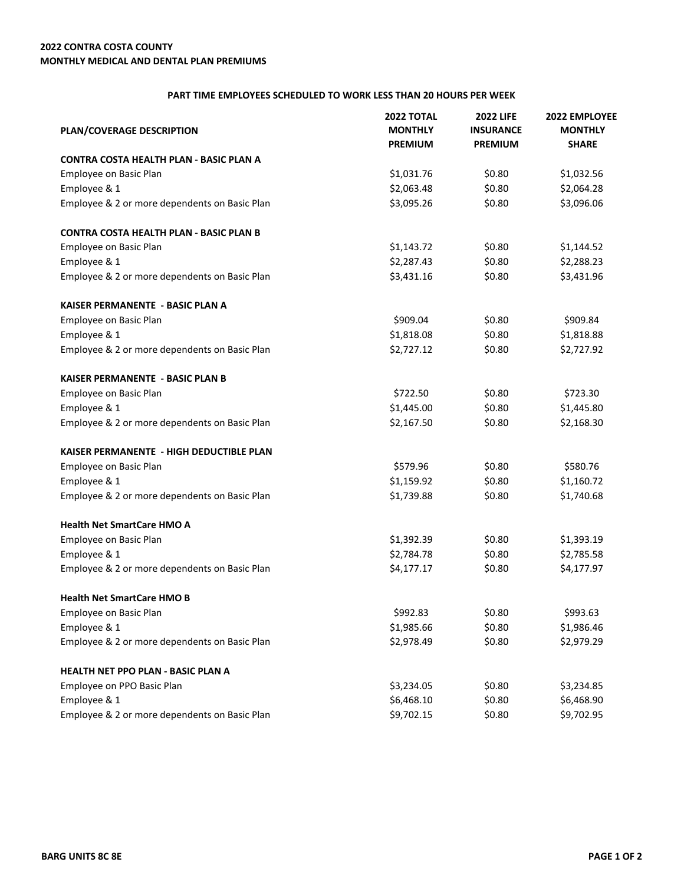**2022 CONTRA COSTA COUNTY**
**MONTHLY MEDICAL AND DENTAL PLAN PREMIUMS**

**PART TIME EMPLOYEES SCHEDULED TO WORK LESS THAN 20 HOURS PER WEEK**

| PLAN/COVERAGE DESCRIPTION | 2022 TOTAL MONTHLY PREMIUM | 2022 LIFE INSURANCE PREMIUM | 2022 EMPLOYEE MONTHLY SHARE |
|---|---|---|---|
| **CONTRA COSTA HEALTH PLAN - BASIC PLAN A** | | | |
| Employee on Basic Plan | $1,031.76 | $0.80 | $1,032.56 |
| Employee & 1 | $2,063.48 | $0.80 | $2,064.28 |
| Employee & 2 or more dependents on Basic Plan | $3,095.26 | $0.80 | $3,096.06 |
| **CONTRA COSTA HEALTH PLAN - BASIC PLAN B** | | | |
| Employee on Basic Plan | $1,143.72 | $0.80 | $1,144.52 |
| Employee & 1 | $2,287.43 | $0.80 | $2,288.23 |
| Employee & 2 or more dependents on Basic Plan | $3,431.16 | $0.80 | $3,431.96 |
| **KAISER PERMANENTE - BASIC PLAN A** | | | |
| Employee on Basic Plan | $909.04 | $0.80 | $909.84 |
| Employee & 1 | $1,818.08 | $0.80 | $1,818.88 |
| Employee & 2 or more dependents on Basic Plan | $2,727.12 | $0.80 | $2,727.92 |
| **KAISER PERMANENTE - BASIC PLAN B** | | | |
| Employee on Basic Plan | $722.50 | $0.80 | $723.30 |
| Employee & 1 | $1,445.00 | $0.80 | $1,445.80 |
| Employee & 2 or more dependents on Basic Plan | $2,167.50 | $0.80 | $2,168.30 |
| **KAISER PERMANENTE - HIGH DEDUCTIBLE PLAN** | | | |
| Employee on Basic Plan | $579.96 | $0.80 | $580.76 |
| Employee & 1 | $1,159.92 | $0.80 | $1,160.72 |
| Employee & 2 or more dependents on Basic Plan | $1,739.88 | $0.80 | $1,740.68 |
| **Health Net SmartCare HMO A** | | | |
| Employee on Basic Plan | $1,392.39 | $0.80 | $1,393.19 |
| Employee & 1 | $2,784.78 | $0.80 | $2,785.58 |
| Employee & 2 or more dependents on Basic Plan | $4,177.17 | $0.80 | $4,177.97 |
| **Health Net SmartCare HMO B** | | | |
| Employee on Basic Plan | $992.83 | $0.80 | $993.63 |
| Employee & 1 | $1,985.66 | $0.80 | $1,986.46 |
| Employee & 2 or more dependents on Basic Plan | $2,978.49 | $0.80 | $2,979.29 |
| **HEALTH NET PPO PLAN - BASIC PLAN A** | | | |
| Employee on PPO Basic Plan | $3,234.05 | $0.80 | $3,234.85 |
| Employee & 1 | $6,468.10 | $0.80 | $6,468.90 |
| Employee & 2 or more dependents on Basic Plan | $9,702.15 | $0.80 | $9,702.95 |

BARG UNITS 8C 8E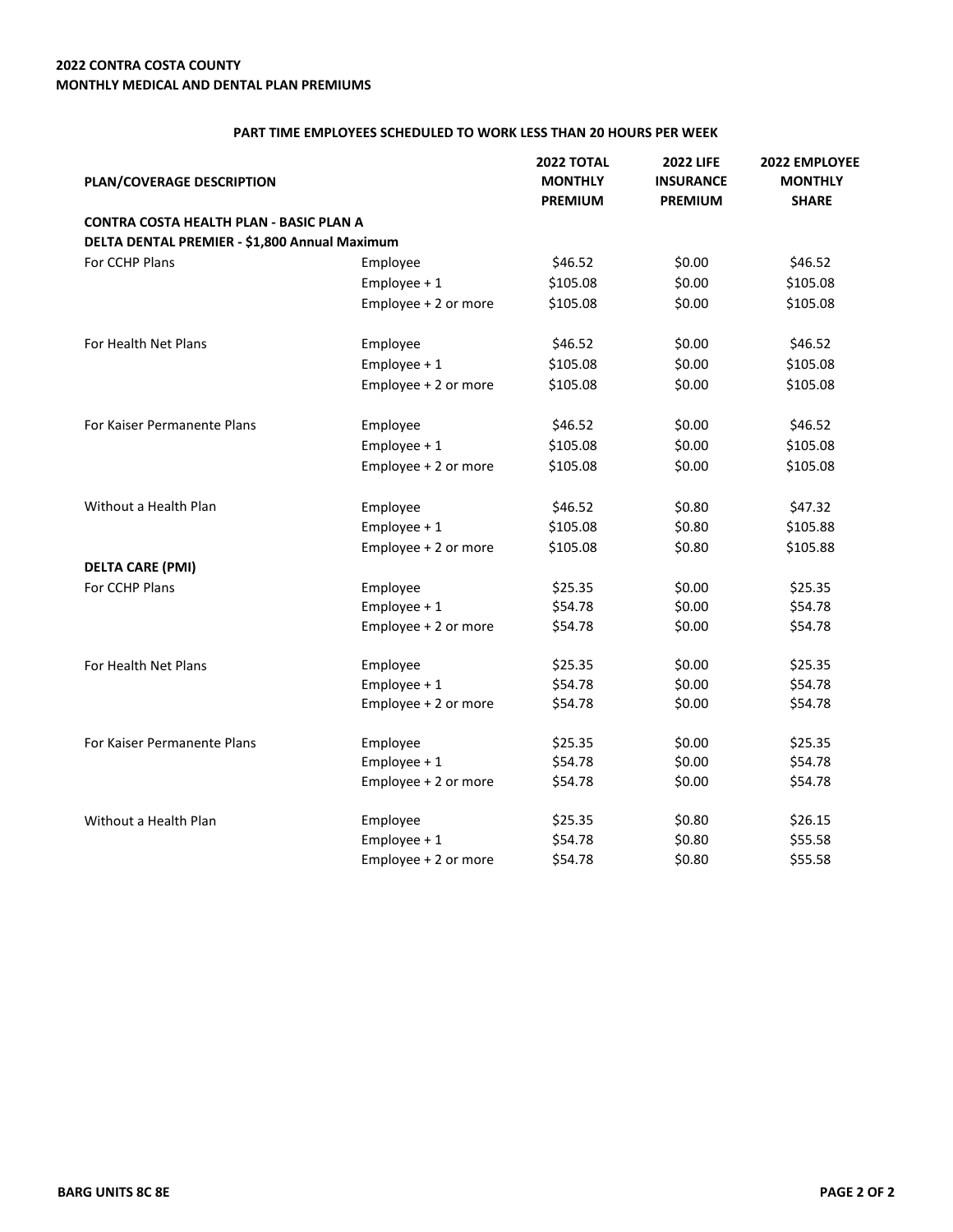**2022 CONTRA COSTA COUNTY**
**MONTHLY MEDICAL AND DENTAL PLAN PREMIUMS**

**PART TIME EMPLOYEES SCHEDULED TO WORK LESS THAN 20 HOURS PER WEEK**

| PLAN/COVERAGE DESCRIPTION | | 2022 TOTAL MONTHLY PREMIUM | 2022 LIFE INSURANCE PREMIUM | 2022 EMPLOYEE MONTHLY SHARE |
|---|---|---|---|---|
| **CONTRA COSTA HEALTH PLAN - BASIC PLAN A** | | | | |
| **DELTA DENTAL PREMIER - $1,800 Annual Maximum** | | | | |
| For CCHP Plans | Employee | $46.52 | $0.00 | $46.52 |
| | Employee + 1 | $105.08 | $0.00 | $105.08 |
| | Employee + 2 or more | $105.08 | $0.00 | $105.08 |
| For Health Net Plans | Employee | $46.52 | $0.00 | $46.52 |
| | Employee + 1 | $105.08 | $0.00 | $105.08 |
| | Employee + 2 or more | $105.08 | $0.00 | $105.08 |
| For Kaiser Permanente Plans | Employee | $46.52 | $0.00 | $46.52 |
| | Employee + 1 | $105.08 | $0.00 | $105.08 |
| | Employee + 2 or more | $105.08 | $0.00 | $105.08 |
| Without a Health Plan | Employee | $46.52 | $0.80 | $47.32 |
| | Employee + 1 | $105.08 | $0.80 | $105.88 |
| | Employee + 2 or more | $105.08 | $0.80 | $105.88 |
| **DELTA CARE (PMI)** | | | | |
| For CCHP Plans | Employee | $25.35 | $0.00 | $25.35 |
| | Employee + 1 | $54.78 | $0.00 | $54.78 |
| | Employee + 2 or more | $54.78 | $0.00 | $54.78 |
| For Health Net Plans | Employee | $25.35 | $0.00 | $25.35 |
| | Employee + 1 | $54.78 | $0.00 | $54.78 |
| | Employee + 2 or more | $54.78 | $0.00 | $54.78 |
| For Kaiser Permanente Plans | Employee | $25.35 | $0.00 | $25.35 |
| | Employee + 1 | $54.78 | $0.00 | $54.78 |
| | Employee + 2 or more | $54.78 | $0.00 | $54.78 |
| Without a Health Plan | Employee | $25.35 | $0.80 | $26.15 |
| | Employee + 1 | $54.78 | $0.80 | $55.58 |
| | Employee + 2 or more | $54.78 | $0.80 | $55.58 |

**BARG UNITS 8C 8E**